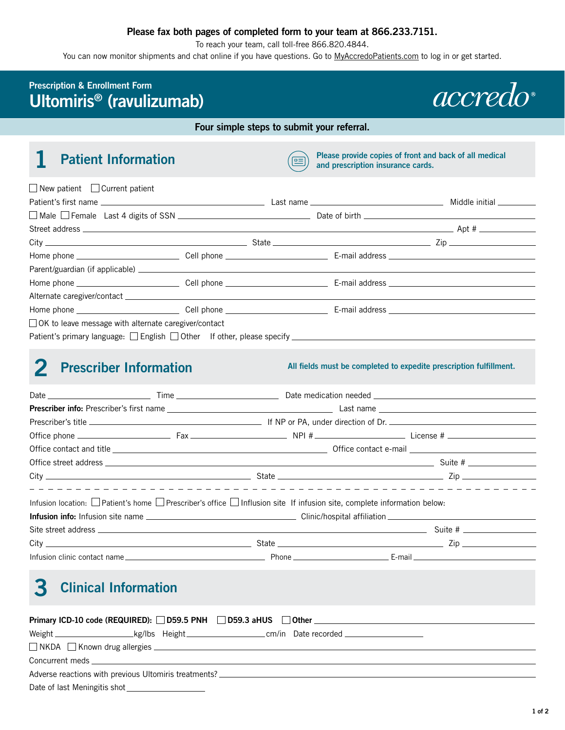**Please fax both pages of completed form to your team at 866.233.7151.**

To reach your team, call toll-free 866.820.4844.

You can now monitor shipments and chat online if you have questions. Go to MyAccredoPatients.com to log in or get started.

**Prescription & Enrollment Form**

# Ultomiris® (ravulizumab)

accredo®

**Four simple steps to submit your referral.**

## 1 Patient Information

**Please provide copies of front and back of all medical and prescription insurance cards.**

☐ New patient ☐ Current patient

Patient's first name ____________ Last name ____________ Middle initial ______

☐ Male ☐ Female Last 4 digits of SSN ____________ Date of birth ____________

Street address ____________ Apt # ______

City ____________ State ____________ Zip ______

Home phone ____________ Cell phone ____________ E-mail address ____________

Parent/guardian (if applicable) ____________

Home phone ____________ Cell phone ____________ E-mail address ____________

Alternate caregiver/contact ____________

Home phone ____________ Cell phone ____________ E-mail address ____________

☐ OK to leave message with alternate caregiver/contact

Patient's primary language: ☐ English ☐ Other If other, please specify ____________

## 2 Prescriber Information

**All fields must be completed to expedite prescription fulfillment.**

Date ____________ Time ____________ Date medication needed ____________

**Prescriber info:** Prescriber's first name ____________ Last name ____________

Prescriber's title ____________ If NP or PA, under direction of Dr. ____________

Office phone ____________ Fax ____________ NPI # ____________ License # ____________

Office contact and title ____________ Office contact e-mail ____________

Office street address ____________ Suite # ______

City ____________ State ____________ Zip ______

Infusion location: ☐ Patient's home ☐ Prescriber's office ☐ Infusion site If infusion site, complete information below:

**Infusion info:** Infusion site name ____________ Clinic/hospital affiliation ____________

Site street address ____________ Suite # ______

City ____________ State ____________ Zip ______

Infusion clinic contact name ____________ Phone ____________ E-mail ____________

## 3 Clinical Information

**Primary ICD-10 code (REQUIRED):** ☐ **D59.5 PNH** ☐ **D59.3 aHUS** ☐ **Other** ____________

Weight ____________ kg/lbs Height ____________ cm/in Date recorded ____________

☐ NKDA ☐ Known drug allergies ____________

Concurrent meds ____________

Adverse reactions with previous Ultomiris treatments? ____________

Date of last Meningitis shot ____________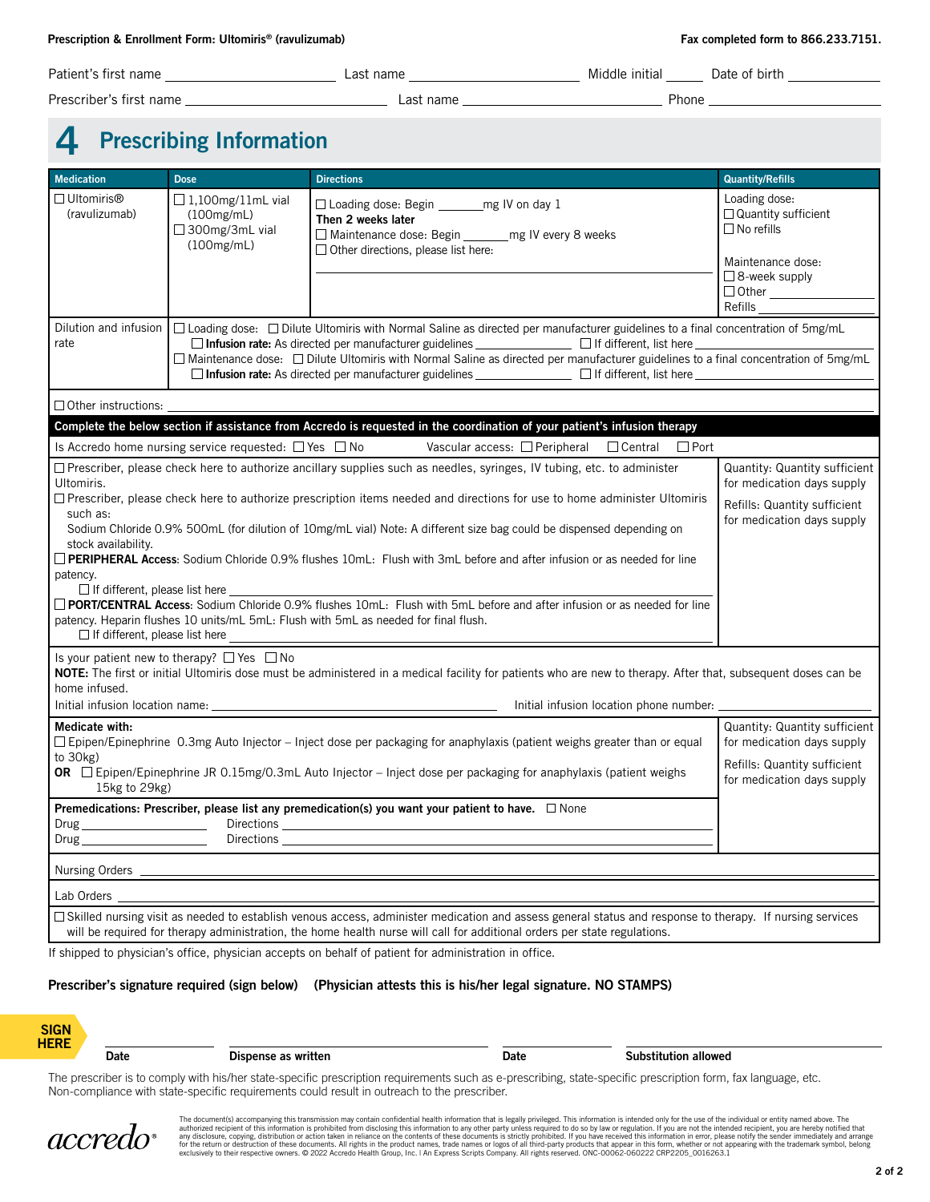**Prescription & Enrollment Form: Ultomiris® (ravulizumab)** **Fax completed form to 866.233.7151.**

Patient's first name ______________________ Last name ______________________ Middle initial _____ Date of birth ____________

Prescriber's first name __________________________ Last name __________________________ Phone ______________________

# 4 Prescribing Information

| Medication | Dose | Directions | Quantity/Refills |
|---|---|---|---|
| ☐ Ultomiris® (ravulizumab) | ☐ 1,100mg/11mL vial (100mg/mL) ☐ 300mg/3mL vial (100mg/mL) | ☐ Loading dose: Begin _______mg IV on day 1 **Then 2 weeks later** ☐ Maintenance dose: Begin _______mg IV every 8 weeks ☐ Other directions, please list here: ______________________ | Loading dose: ☐ Quantity sufficient ☐ No refills Maintenance dose: ☐ 8-week supply ☐ Other __________ Refills __________ |

Dilution and infusion rate
- ☐ Loading dose: ☐ Dilute Ultomiris with Normal Saline as directed per manufacturer guidelines to a final concentration of 5mg/mL
  - ☐ **Infusion rate:** As directed per manufacturer guidelines ______________ ☐ If different, list here ______________
- ☐ Maintenance dose: ☐ Dilute Ultomiris with Normal Saline as directed per manufacturer guidelines to a final concentration of 5mg/mL
  - ☐ **Infusion rate:** As directed per manufacturer guidelines ______________ ☐ If different, list here ______________

☐ Other instructions: ____________________________________________

**Complete the below section if assistance from Accredo is requested in the coordination of your patient's infusion therapy**

Is Accredo home nursing service requested: ☐ Yes ☐ No     Vascular access: ☐ Peripheral ☐ Central ☐ Port

☐ Prescriber, please check here to authorize ancillary supplies such as needles, syringes, IV tubing, etc. to administer Ultomiris.

☐ Prescriber, please check here to authorize prescription items needed and directions for use to home administer Ultomiris such as:
Sodium Chloride 0.9% 500mL (for dilution of 10mg/mL vial) Note: A different size bag could be dispensed depending on stock availability.

☐ **PERIPHERAL Access**: Sodium Chloride 0.9% flushes 10mL: Flush with 3mL before and after infusion or as needed for line patency.
☐ If different, please list here ______________________

☐ **PORT/CENTRAL Access**: Sodium Chloride 0.9% flushes 10mL: Flush with 5mL before and after infusion or as needed for line patency. Heparin flushes 10 units/mL 5mL: Flush with 5mL as needed for final flush.
☐ If different, please list here ______________________

Quantity: Quantity sufficient for medication days supply
Refills: Quantity sufficient for medication days supply

Is your patient new to therapy? ☐ Yes ☐ No
**NOTE:** The first or initial Ultomiris dose must be administered in a medical facility for patients who are new to therapy. After that, subsequent doses can be home infused.
Initial infusion location name: ______________________ Initial infusion location phone number: ______________

**Medicate with:**
☐ Epipen/Epinephrine 0.3mg Auto Injector – Inject dose per packaging for anaphylaxis (patient weighs greater than or equal to 30kg)
**OR** ☐ Epipen/Epinephrine JR 0.15mg/0.3mL Auto Injector – Inject dose per packaging for anaphylaxis (patient weighs 15kg to 29kg)

**Premedications: Prescriber, please list any premedication(s) you want your patient to have.** ☐ None
Drug ______________ Directions ______________________
Drug ______________ Directions ______________________

Quantity: Quantity sufficient for medication days supply
Refills: Quantity sufficient for medication days supply

Nursing Orders ____________________________________________

Lab Orders ____________________________________________

☐ Skilled nursing visit as needed to establish venous access, administer medication and assess general status and response to therapy. If nursing services will be required for therapy administration, the home health nurse will call for additional orders per state regulations.

If shipped to physician's office, physician accepts on behalf of patient for administration in office.

**Prescriber's signature required (sign below)** **(Physician attests this is his/her legal signature. NO STAMPS)**

**SIGN HERE**

**Date** ____________ **Dispense as written** ____________ **Date** ____________ **Substitution allowed** ____________

The prescriber is to comply with his/her state-specific prescription requirements such as e-prescribing, state-specific prescription form, fax language, etc. Non-compliance with state-specific requirements could result in outreach to the prescriber.

accredo®

The document(s) accompanying this transmission may contain confidential health information that is legally privileged. This information is intended only for the use of the individual or entity named above. The authorized recipient of this information is prohibited from disclosing this information to any other party unless required to do so by law or regulation. If you are not the intended recipient, you are hereby notified that any disclosure, copying, distribution or action taken in reliance on the contents of these documents is strictly prohibited. If you have received this information in error, please notify the sender immediately and arrange for the return or destruction of these documents. All rights in the product names, trade names or logos of all third-party products that appear in this form, whether or not appearing with the trademark symbol, belong exclusively to their respective owners. © 2022 Accredo Health Group, Inc. | An Express Scripts Company. All rights reserved. ONC-00062-060222 CRP2205_0016263.1